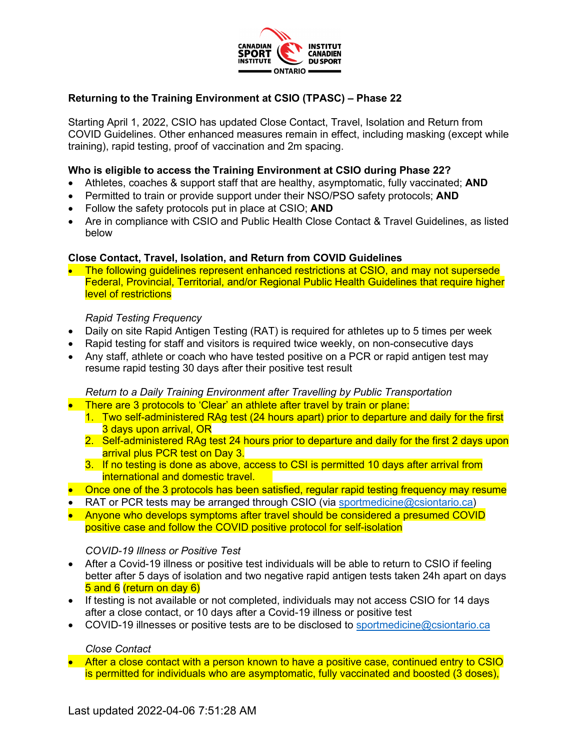**Returning to the Training Environment at CSIO (TPASC) – Phase 22**

Starting April 1, 2022, CSIO has updated Close Contact, Travel, Isolation and Return from COVID Guidelines. Other enhanced measures remain in effect, including masking (except while training), rapid testing, proof of vaccination and 2m spacing.

**Who is eligible to access the Training Environment at CSIO during Phase 22?**

- Athletes, coaches & support staff that are healthy, asymptomatic, fully vaccinated; **AND**
- Permitted to train or provide support under their NSO/PSO safety protocols; **AND**
- Follow the safety protocols put in place at CSIO; **AND**
- Are in compliance with CSIO and Public Health Close Contact & Travel Guidelines, as listed below

**Close Contact, Travel, Isolation, and Return from COVID Guidelines**

- The following guidelines represent enhanced restrictions at CSIO, and may not supersede Federal, Provincial, Territorial, and/or Regional Public Health Guidelines that require higher level of restrictions

*Rapid Testing Frequency*

- Daily on site Rapid Antigen Testing (RAT) is required for athletes up to 5 times per week
- Rapid testing for staff and visitors is required twice weekly, on non-consecutive days
- Any staff, athlete or coach who have tested positive on a PCR or rapid antigen test may resume rapid testing 30 days after their positive test result

*Return to a Daily Training Environment after Travelling by Public Transportation*

- There are 3 protocols to 'Clear' an athlete after travel by train or plane:
  1. Two self-administered RAg test (24 hours apart) prior to departure and daily for the first 3 days upon arrival, OR
  2. Self-administered RAg test 24 hours prior to departure and daily for the first 2 days upon arrival plus PCR test on Day 3.
  3. If no testing is done as above, access to CSI is permitted 10 days after arrival from international and domestic travel.
- Once one of the 3 protocols has been satisfied, regular rapid testing frequency may resume
- RAT or PCR tests may be arranged through CSIO (via sportmedicine@csiontario.ca)
- Anyone who develops symptoms after travel should be considered a presumed COVID positive case and follow the COVID positive protocol for self-isolation

*COVID-19 Illness or Positive Test*

- After a Covid-19 illness or positive test individuals will be able to return to CSIO if feeling better after 5 days of isolation and two negative rapid antigen tests taken 24h apart on days 5 and 6 (return on day 6)
- If testing is not available or not completed, individuals may not access CSIO for 14 days after a close contact, or 10 days after a Covid-19 illness or positive test
- COVID-19 illnesses or positive tests are to be disclosed to sportmedicine@csiontario.ca

*Close Contact*

- After a close contact with a person known to have a positive case, continued entry to CSIO is permitted for individuals who are asymptomatic, fully vaccinated and boosted (3 doses),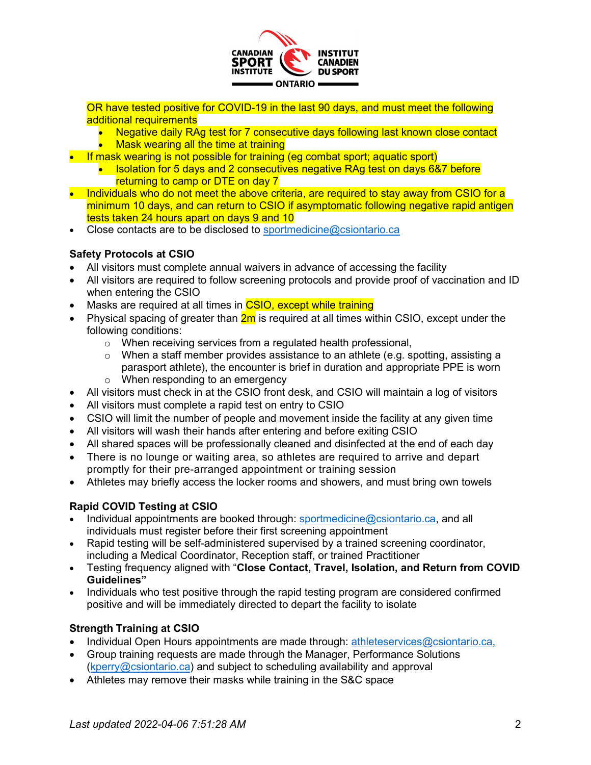OR have tested positive for COVID-19 in the last 90 days, and must meet the following additional requirements
  - Negative daily RAg test for 7 consecutive days following last known close contact
  - Mask wearing all the time at training
- If mask wearing is not possible for training (eg combat sport; aquatic sport)
  - Isolation for 5 days and 2 consecutives negative RAg test on days 6&7 before returning to camp or DTE on day 7
- Individuals who do not meet the above criteria, are required to stay away from CSIO for a minimum 10 days, and can return to CSIO if asymptomatic following negative rapid antigen tests taken 24 hours apart on days 9 and 10
- Close contacts are to be disclosed to sportmedicine@csiontario.ca

**Safety Protocols at CSIO**

- All visitors must complete annual waivers in advance of accessing the facility
- All visitors are required to follow screening protocols and provide proof of vaccination and ID when entering the CSIO
- Masks are required at all times in CSIO, except while training
- Physical spacing of greater than 2m is required at all times within CSIO, except under the following conditions:
  - When receiving services from a regulated health professional,
  - When a staff member provides assistance to an athlete (e.g. spotting, assisting a parasport athlete), the encounter is brief in duration and appropriate PPE is worn
  - When responding to an emergency
- All visitors must check in at the CSIO front desk, and CSIO will maintain a log of visitors
- All visitors must complete a rapid test on entry to CSIO
- CSIO will limit the number of people and movement inside the facility at any given time
- All visitors will wash their hands after entering and before exiting CSIO
- All shared spaces will be professionally cleaned and disinfected at the end of each day
- There is no lounge or waiting area, so athletes are required to arrive and depart promptly for their pre-arranged appointment or training session
- Athletes may briefly access the locker rooms and showers, and must bring own towels

**Rapid COVID Testing at CSIO**

- Individual appointments are booked through: sportmedicine@csiontario.ca, and all individuals must register before their first screening appointment
- Rapid testing will be self-administered supervised by a trained screening coordinator, including a Medical Coordinator, Reception staff, or trained Practitioner
- Testing frequency aligned with "**Close Contact, Travel, Isolation, and Return from COVID Guidelines"**
- Individuals who test positive through the rapid testing program are considered confirmed positive and will be immediately directed to depart the facility to isolate

**Strength Training at CSIO**

- Individual Open Hours appointments are made through: athleteservices@csiontario.ca,
- Group training requests are made through the Manager, Performance Solutions (kperry@csiontario.ca) and subject to scheduling availability and approval
- Athletes may remove their masks while training in the S&C space

*Last updated 2022-04-06 7:51:28 AM*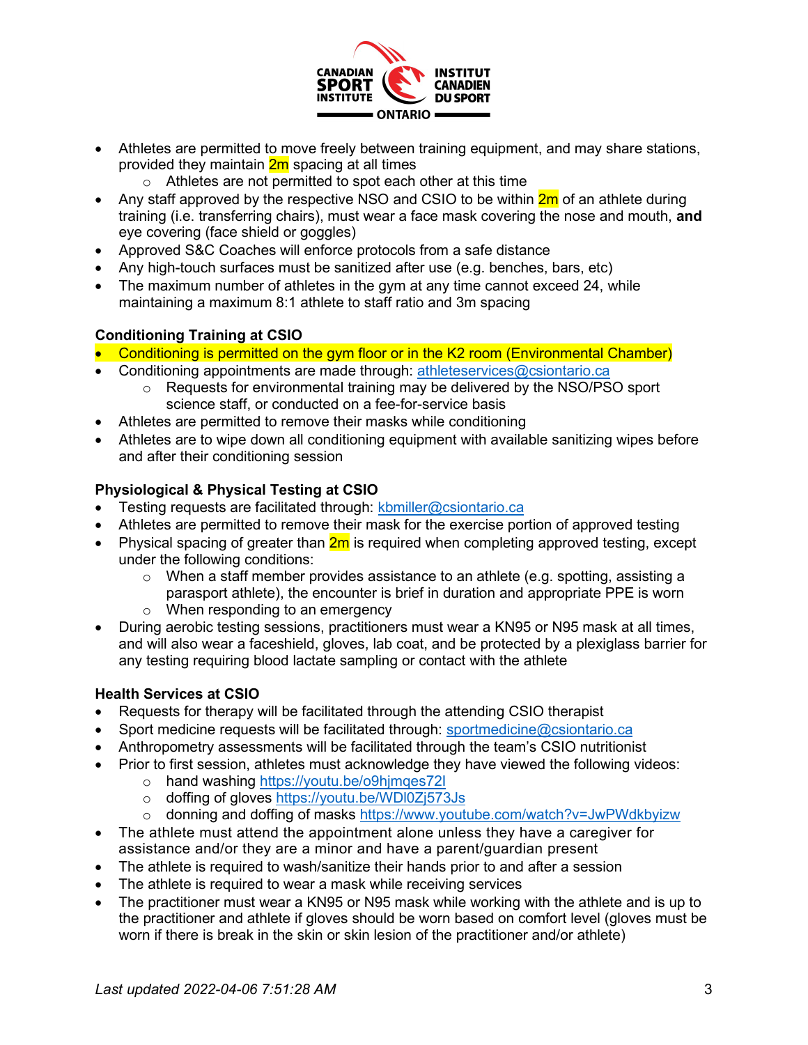- Athletes are permitted to move freely between training equipment, and may share stations, provided they maintain 2m spacing at all times
  - Athletes are not permitted to spot each other at this time
- Any staff approved by the respective NSO and CSIO to be within 2m of an athlete during training (i.e. transferring chairs), must wear a face mask covering the nose and mouth, **and** eye covering (face shield or goggles)
- Approved S&C Coaches will enforce protocols from a safe distance
- Any high-touch surfaces must be sanitized after use (e.g. benches, bars, etc)
- The maximum number of athletes in the gym at any time cannot exceed 24, while maintaining a maximum 8:1 athlete to staff ratio and 3m spacing

**Conditioning Training at CSIO**

- Conditioning is permitted on the gym floor or in the K2 room (Environmental Chamber)
- Conditioning appointments are made through: athleteservices@csiontario.ca
  - Requests for environmental training may be delivered by the NSO/PSO sport science staff, or conducted on a fee-for-service basis
- Athletes are permitted to remove their masks while conditioning
- Athletes are to wipe down all conditioning equipment with available sanitizing wipes before and after their conditioning session

**Physiological & Physical Testing at CSIO**

- Testing requests are facilitated through: kbmiller@csiontario.ca
- Athletes are permitted to remove their mask for the exercise portion of approved testing
- Physical spacing of greater than 2m is required when completing approved testing, except under the following conditions:
  - When a staff member provides assistance to an athlete (e.g. spotting, assisting a parasport athlete), the encounter is brief in duration and appropriate PPE is worn
  - When responding to an emergency
- During aerobic testing sessions, practitioners must wear a KN95 or N95 mask at all times, and will also wear a faceshield, gloves, lab coat, and be protected by a plexiglass barrier for any testing requiring blood lactate sampling or contact with the athlete

**Health Services at CSIO**

- Requests for therapy will be facilitated through the attending CSIO therapist
- Sport medicine requests will be facilitated through: sportmedicine@csiontario.ca
- Anthropometry assessments will be facilitated through the team's CSIO nutritionist
- Prior to first session, athletes must acknowledge they have viewed the following videos:
  - hand washing https://youtu.be/o9hjmqes72I
  - doffing of gloves https://youtu.be/WDl0Zj573Js
  - donning and doffing of masks https://www.youtube.com/watch?v=JwPWdkbyizw
- The athlete must attend the appointment alone unless they have a caregiver for assistance and/or they are a minor and have a parent/guardian present
- The athlete is required to wash/sanitize their hands prior to and after a session
- The athlete is required to wear a mask while receiving services
- The practitioner must wear a KN95 or N95 mask while working with the athlete and is up to the practitioner and athlete if gloves should be worn based on comfort level (gloves must be worn if there is break in the skin or skin lesion of the practitioner and/or athlete)

*Last updated 2022-04-06 7:51:28 AM*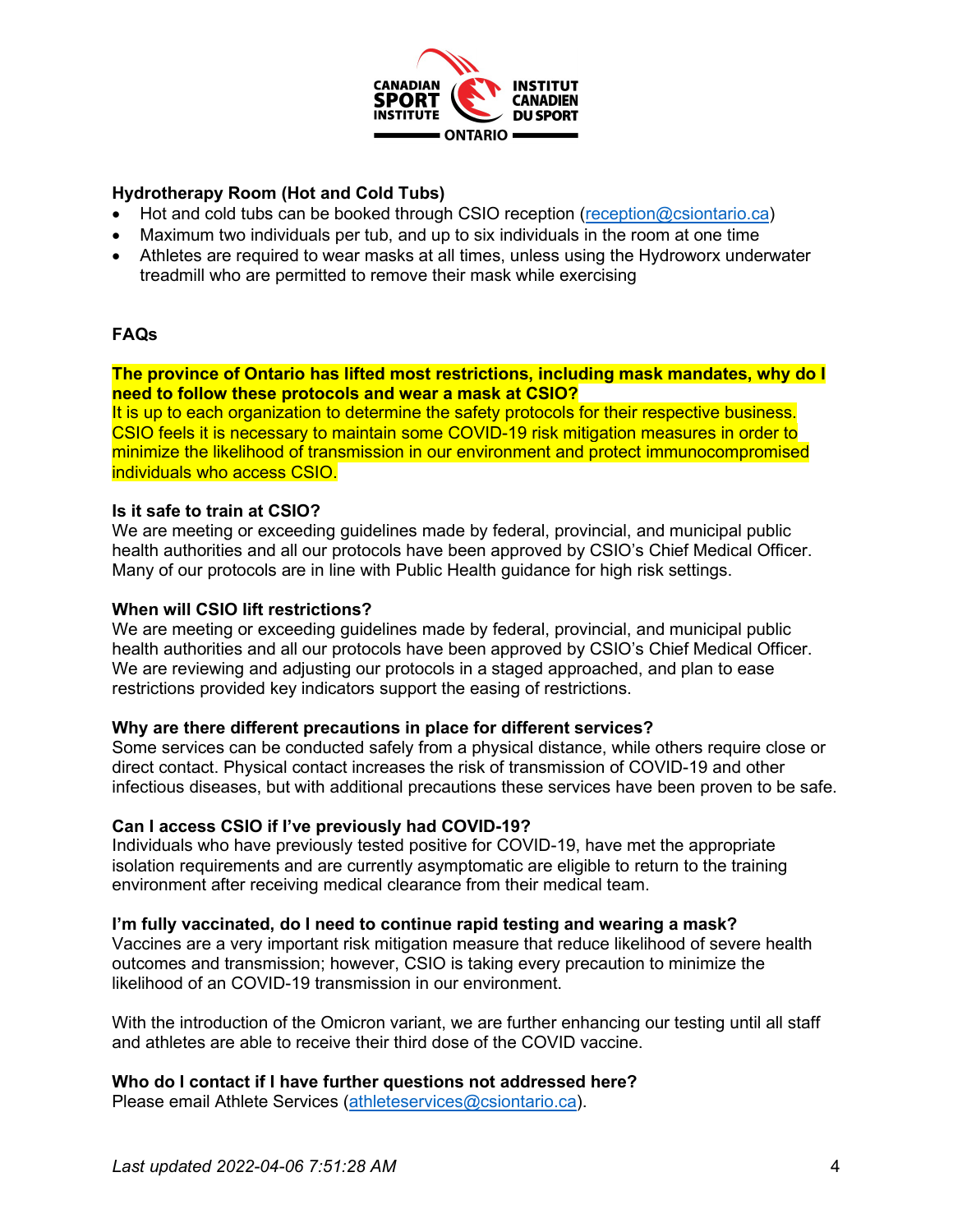### Hydrotherapy Room (Hot and Cold Tubs)

- Hot and cold tubs can be booked through CSIO reception (reception@csiontario.ca)
- Maximum two individuals per tub, and up to six individuals in the room at one time
- Athletes are required to wear masks at all times, unless using the Hydroworx underwater treadmill who are permitted to remove their mask while exercising

### FAQs

**The province of Ontario has lifted most restrictions, including mask mandates, why do I need to follow these protocols and wear a mask at CSIO?**
It is up to each organization to determine the safety protocols for their respective business. CSIO feels it is necessary to maintain some COVID-19 risk mitigation measures in order to minimize the likelihood of transmission in our environment and protect immunocompromised individuals who access CSIO.

**Is it safe to train at CSIO?**
We are meeting or exceeding guidelines made by federal, provincial, and municipal public health authorities and all our protocols have been approved by CSIO's Chief Medical Officer. Many of our protocols are in line with Public Health guidance for high risk settings.

**When will CSIO lift restrictions?**
We are meeting or exceeding guidelines made by federal, provincial, and municipal public health authorities and all our protocols have been approved by CSIO's Chief Medical Officer. We are reviewing and adjusting our protocols in a staged approached, and plan to ease restrictions provided key indicators support the easing of restrictions.

**Why are there different precautions in place for different services?**
Some services can be conducted safely from a physical distance, while others require close or direct contact. Physical contact increases the risk of transmission of COVID-19 and other infectious diseases, but with additional precautions these services have been proven to be safe.

**Can I access CSIO if I've previously had COVID-19?**
Individuals who have previously tested positive for COVID-19, have met the appropriate isolation requirements and are currently asymptomatic are eligible to return to the training environment after receiving medical clearance from their medical team.

**I'm fully vaccinated, do I need to continue rapid testing and wearing a mask?**
Vaccines are a very important risk mitigation measure that reduce likelihood of severe health outcomes and transmission; however, CSIO is taking every precaution to minimize the likelihood of an COVID-19 transmission in our environment.

With the introduction of the Omicron variant, we are further enhancing our testing until all staff and athletes are able to receive their third dose of the COVID vaccine.

**Who do I contact if I have further questions not addressed here?**
Please email Athlete Services (athleteservices@csiontario.ca).

*Last updated 2022-04-06 7:51:28 AM*